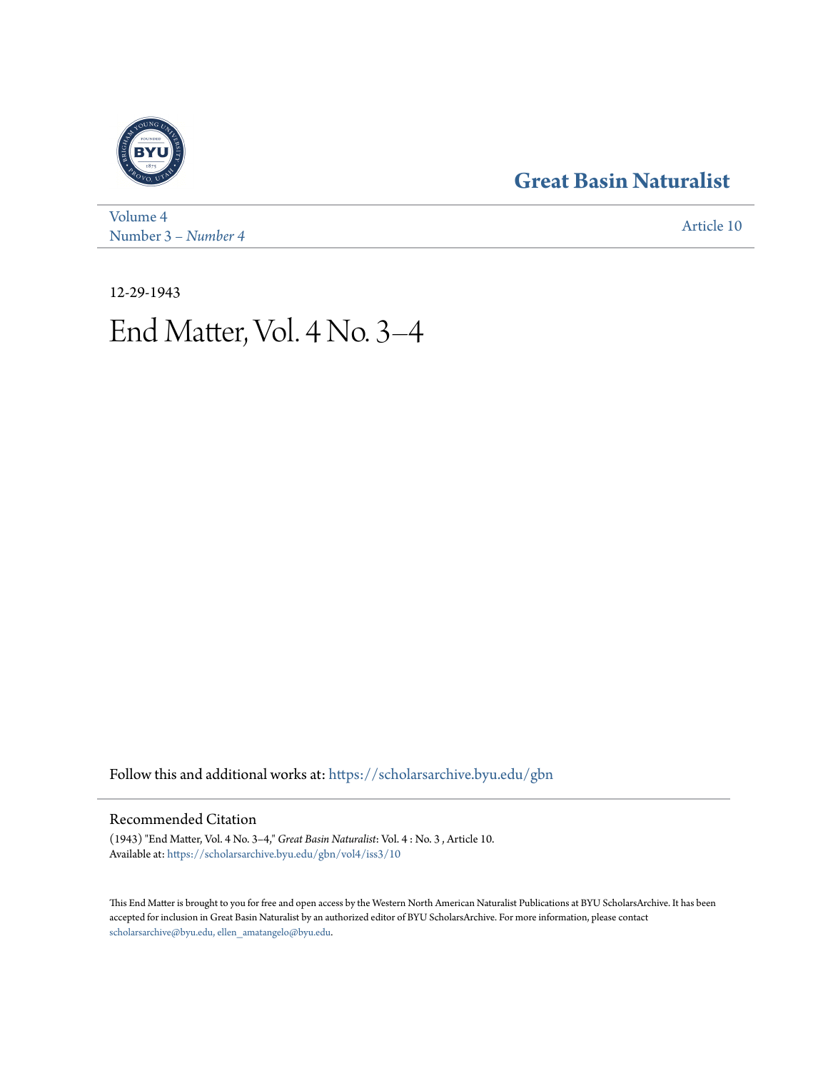# Great Basin Naturalist

Volume 4
Number 3 – *Number 4*

Article 10

12-29-1943

# End Matter, Vol. 4 No. 3–4

Follow this and additional works at: https://scholarsarchive.byu.edu/gbn

## Recommended Citation

(1943) "End Matter, Vol. 4 No. 3–4," *Great Basin Naturalist*: Vol. 4 : No. 3 , Article 10.
Available at: https://scholarsarchive.byu.edu/gbn/vol4/iss3/10

This End Matter is brought to you for free and open access by the Western North American Naturalist Publications at BYU ScholarsArchive. It has been accepted for inclusion in Great Basin Naturalist by an authorized editor of BYU ScholarsArchive. For more information, please contact scholarsarchive@byu.edu, ellen_amatangelo@byu.edu.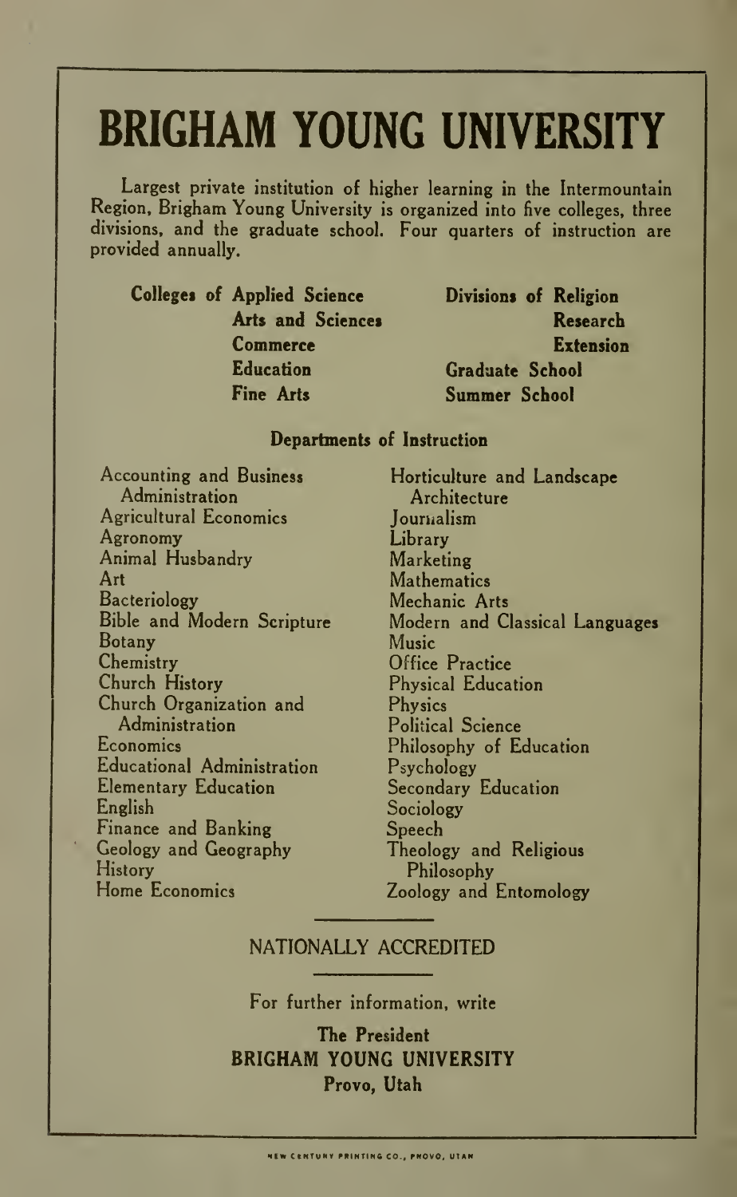# BRIGHAM YOUNG UNIVERSITY

Largest private institution of higher learning in the Intermountain Region, Brigham Young University is organized into five colleges, three divisions, and the graduate school. Four quarters of instruction are provided annually.

**Colleges of Applied Science**
**Arts and Sciences**
**Commerce**
**Education**
**Fine Arts**

**Divisions of Religion**
**Research**
**Extension**
**Graduate School**
**Summer School**

### Departments of Instruction

- Accounting and Business Administration
- Agricultural Economics
- Agronomy
- Animal Husbandry
- Art
- Bacteriology
- Bible and Modern Scripture
- Botany
- Chemistry
- Church History
- Church Organization and Administration
- Economics
- Educational Administration
- Elementary Education
- English
- Finance and Banking
- Geology and Geography
- History
- Home Economics
- Horticulture and Landscape Architecture
- Journalism
- Library
- Marketing
- Mathematics
- Mechanic Arts
- Modern and Classical Languages
- Music
- Office Practice
- Physical Education
- Physics
- Political Science
- Philosophy of Education
- Psychology
- Secondary Education
- Sociology
- Speech
- Theology and Religious Philosophy
- Zoology and Entomology

NATIONALLY ACCREDITED

For further information, write

**The President**
**BRIGHAM YOUNG UNIVERSITY**
**Provo, Utah**

NEW CENTURY PRINTING CO., PROVO, UTAH